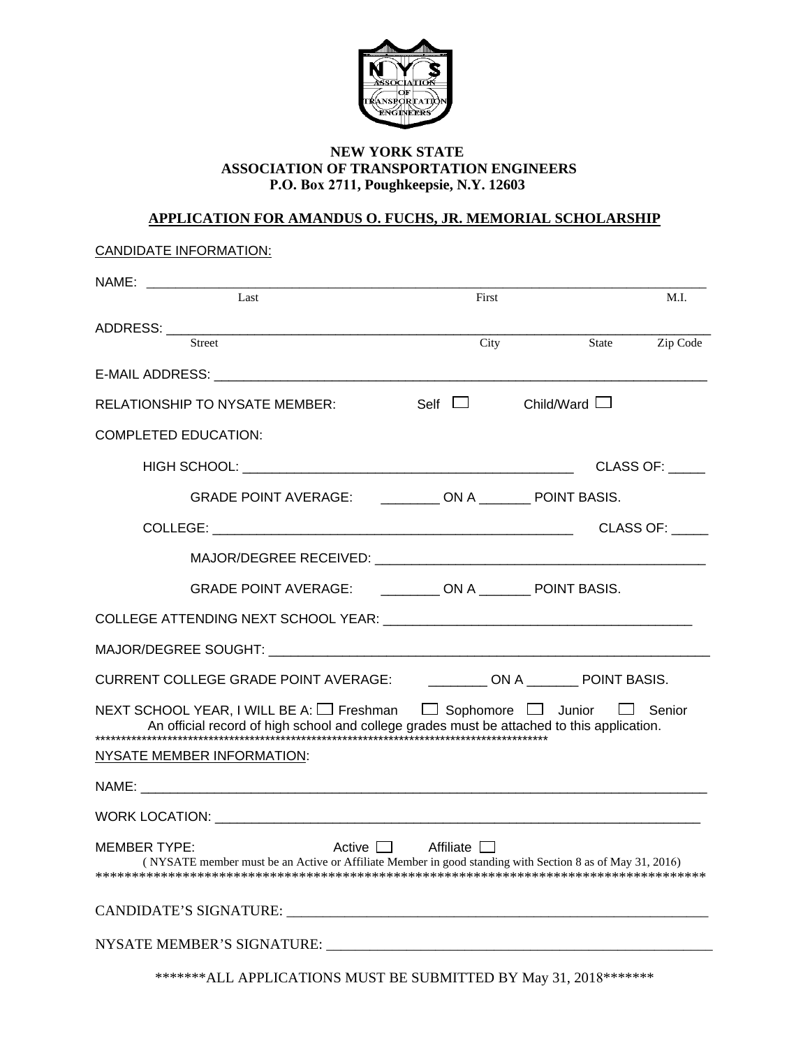**NEW YORK STATE**
**ASSOCIATION OF TRANSPORTATION ENGINEERS**
**P.O. Box 2711, Poughkeepsie, N.Y. 12603**

## APPLICATION FOR AMANDUS O. FUCHS, JR. MEMORIAL SCHOLARSHIP

CANDIDATE INFORMATION:

NAME: ____________________________________________________________
Last First M.I.

ADDRESS: ____________________________________________________________
Street City State Zip Code

E-MAIL ADDRESS: ______________________________________________________

RELATIONSHIP TO NYSATE MEMBER: Self ☐ Child/Ward ☐

COMPLETED EDUCATION:

HIGH SCHOOL: ________________________________________ CLASS OF: _____

GRADE POINT AVERAGE: ________ ON A _______ POINT BASIS.

COLLEGE: ____________________________________________ CLASS OF: _____

MAJOR/DEGREE RECEIVED: ______________________________________

GRADE POINT AVERAGE: ________ ON A _______ POINT BASIS.

COLLEGE ATTENDING NEXT SCHOOL YEAR: ________________________________

MAJOR/DEGREE SOUGHT: _______________________________________________

CURRENT COLLEGE GRADE POINT AVERAGE: ________ ON A _______ POINT BASIS.

NEXT SCHOOL YEAR, I WILL BE A: ☐ Freshman ☐ Sophomore ☐ Junior ☐ Senior

An official record of high school and college grades must be attached to this application.

****************************************************************************************

NYSATE MEMBER INFORMATION:

NAME: ____________________________________________________________

WORK LOCATION: ______________________________________________________

MEMBER TYPE: Active ☐ Affiliate ☐

( NYSATE member must be an Active or Affiliate Member in good standing with Section 8 as of May 31, 2016)

****************************************************************************************

CANDIDATE'S SIGNATURE: ______________________________________________

NYSATE MEMBER'S SIGNATURE: __________________________________________

*******ALL APPLICATIONS MUST BE SUBMITTED BY May 31, 2018*******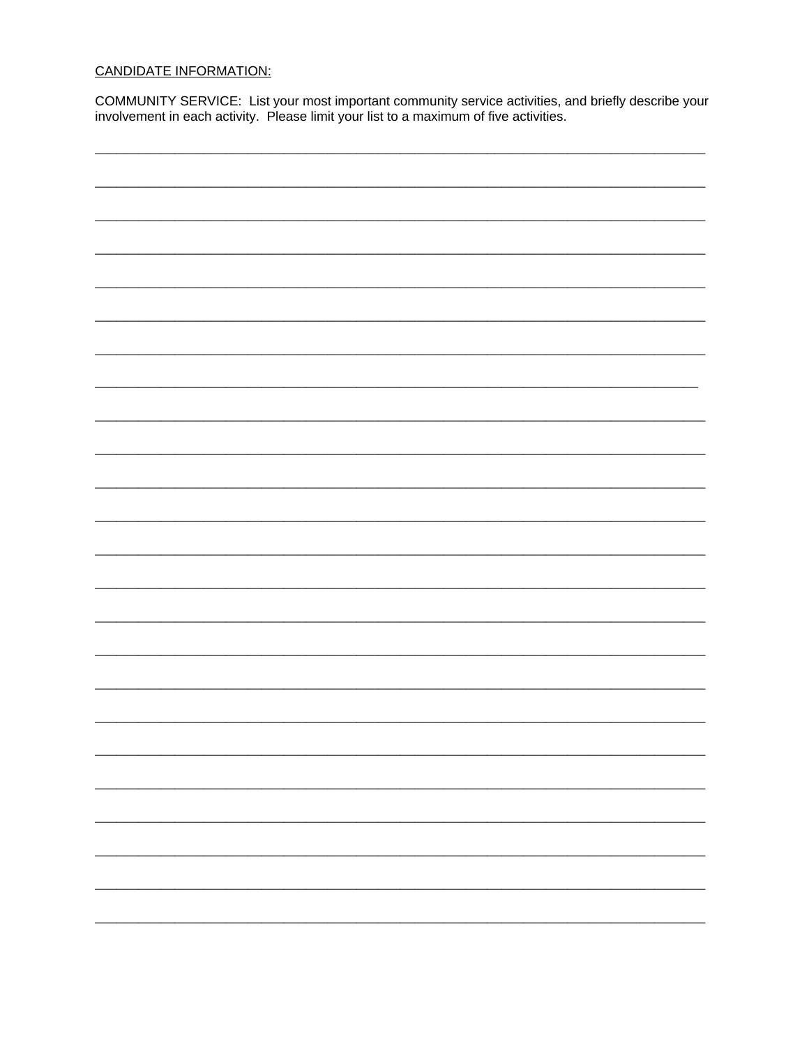CANDIDATE INFORMATION:

COMMUNITY SERVICE: List your most important community service activities, and briefly describe your involvement in each activity. Please limit your list to a maximum of five activities.

_______________________________________________________________________________

_______________________________________________________________________________

_______________________________________________________________________________

_______________________________________________________________________________

_______________________________________________________________________________

_______________________________________________________________________________

_______________________________________________________________________________

_______________________________________________________________________________

_______________________________________________________________________________

_______________________________________________________________________________

_______________________________________________________________________________

_______________________________________________________________________________

_______________________________________________________________________________

_______________________________________________________________________________

_______________________________________________________________________________

_______________________________________________________________________________

_______________________________________________________________________________

_______________________________________________________________________________

_______________________________________________________________________________

_______________________________________________________________________________

_______________________________________________________________________________

_______________________________________________________________________________

_______________________________________________________________________________

_______________________________________________________________________________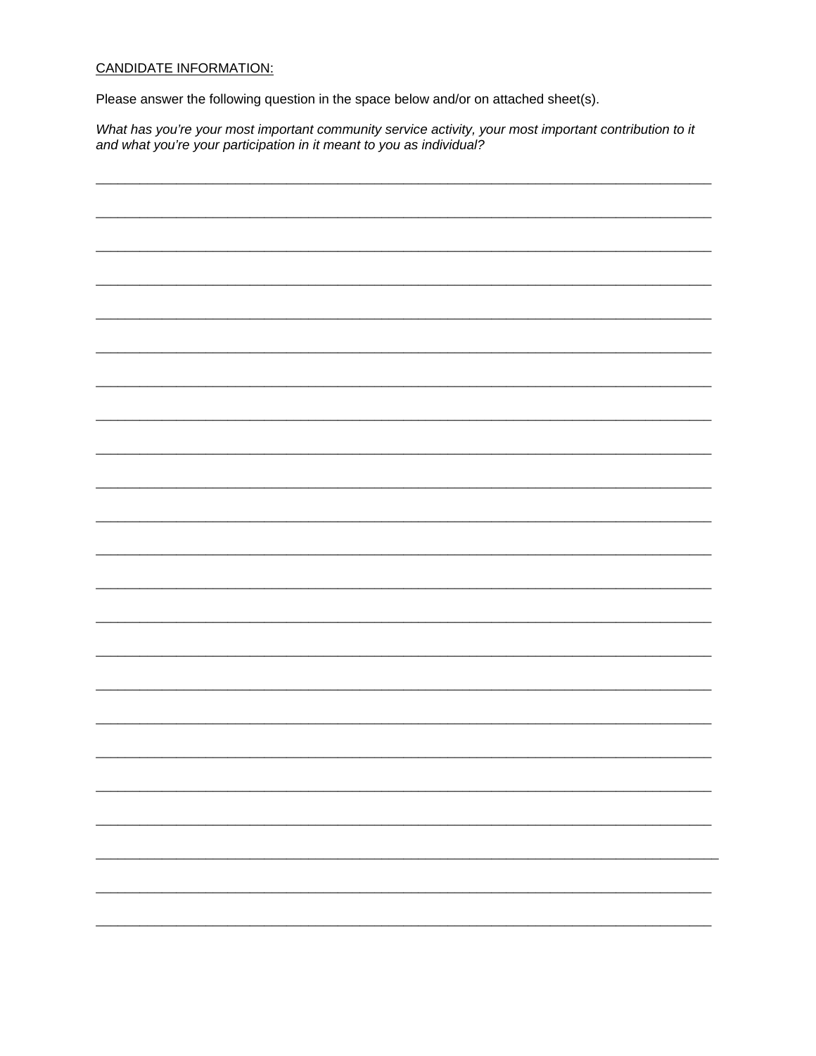CANDIDATE INFORMATION:

Please answer the following question in the space below and/or on attached sheet(s).

*What has you're your most important community service activity, your most important contribution to it and what you're your participation in it meant to you as individual?*

_______________________________________________________________________________

_______________________________________________________________________________

_______________________________________________________________________________

_______________________________________________________________________________

_______________________________________________________________________________

_______________________________________________________________________________

_______________________________________________________________________________

_______________________________________________________________________________

_______________________________________________________________________________

_______________________________________________________________________________

_______________________________________________________________________________

_______________________________________________________________________________

_______________________________________________________________________________

_______________________________________________________________________________

_______________________________________________________________________________

_______________________________________________________________________________

_______________________________________________________________________________

_______________________________________________________________________________

_______________________________________________________________________________

_______________________________________________________________________________

_______________________________________________________________________________

_______________________________________________________________________________

_______________________________________________________________________________